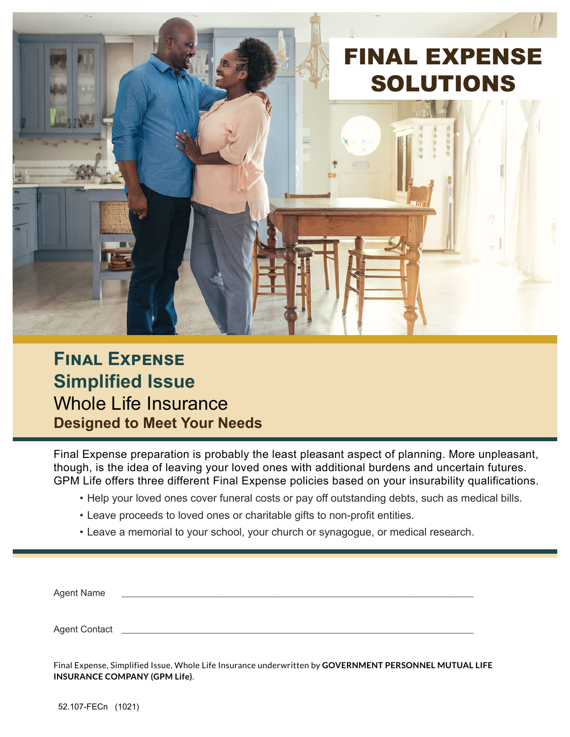# FINAL EXPENSE SOLUTIONS

## Final Expense
## Simplified Issue
## Whole Life Insurance
### Designed to Meet Your Needs

Final Expense preparation is probably the least pleasant aspect of planning. More unpleasant, though, is the idea of leaving your loved ones with additional burdens and uncertain futures. GPM Life offers three different Final Expense policies based on your insurability qualifications.

- Help your loved ones cover funeral costs or pay off outstanding debts, such as medical bills.
- Leave proceeds to loved ones or charitable gifts to non-profit entities.
- Leave a memorial to your school, your church or synagogue, or medical research.

Agent Name ______________________________________________

Agent Contact ______________________________________________

Final Expense, Simplified Issue, Whole Life Insurance underwritten by **GOVERNMENT PERSONNEL MUTUAL LIFE INSURANCE COMPANY (GPM Life)**.

52.107-FECn (1021)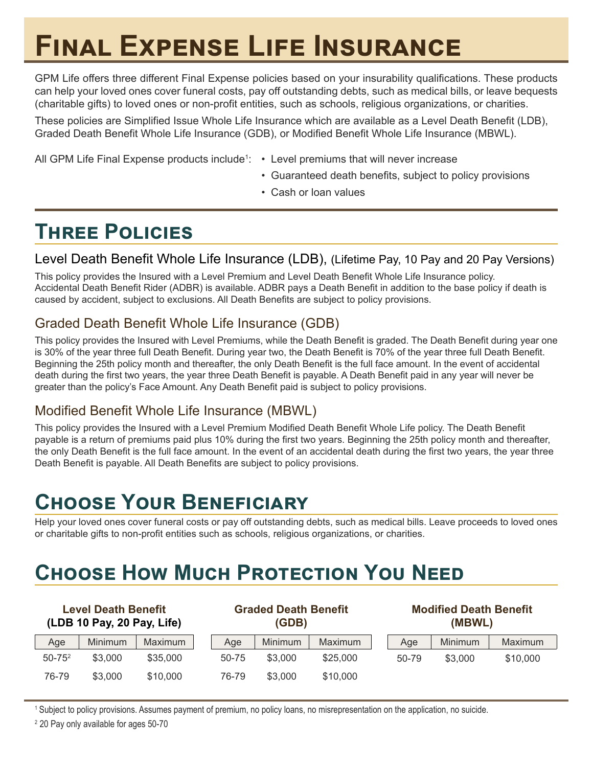# Final Expense Life Insurance

GPM Life offers three different Final Expense policies based on your insurability qualifications. These products can help your loved ones cover funeral costs, pay off outstanding debts, such as medical bills, or leave bequests (charitable gifts) to loved ones or non-profit entities, such as schools, religious organizations, or charities.

These policies are Simplified Issue Whole Life Insurance which are available as a Level Death Benefit (LDB), Graded Death Benefit Whole Life Insurance (GDB), or Modified Benefit Whole Life Insurance (MBWL).

All GPM Life Final Expense products include[1]:

- Level premiums that will never increase
- Guaranteed death benefits, subject to policy provisions
- Cash or loan values

## Three Policies

### Level Death Benefit Whole Life Insurance (LDB), (Lifetime Pay, 10 Pay and 20 Pay Versions)

This policy provides the Insured with a Level Premium and Level Death Benefit Whole Life Insurance policy. Accidental Death Benefit Rider (ADBR) is available. ADBR pays a Death Benefit in addition to the base policy if death is caused by accident, subject to exclusions. All Death Benefits are subject to policy provisions.

### Graded Death Benefit Whole Life Insurance (GDB)

This policy provides the Insured with Level Premiums, while the Death Benefit is graded. The Death Benefit during year one is 30% of the year three full Death Benefit. During year two, the Death Benefit is 70% of the year three full Death Benefit. Beginning the 25th policy month and thereafter, the only Death Benefit is the full face amount. In the event of accidental death during the first two years, the year three Death Benefit is payable. A Death Benefit paid in any year will never be greater than the policy's Face Amount. Any Death Benefit paid is subject to policy provisions.

### Modified Benefit Whole Life Insurance (MBWL)

This policy provides the Insured with a Level Premium Modified Death Benefit Whole Life policy. The Death Benefit payable is a return of premiums paid plus 10% during the first two years. Beginning the 25th policy month and thereafter, the only Death Benefit is the full face amount. In the event of an accidental death during the first two years, the year three Death Benefit is payable. All Death Benefits are subject to policy provisions.

## Choose Your Beneficiary

Help your loved ones cover funeral costs or pay off outstanding debts, such as medical bills. Leave proceeds to loved ones or charitable gifts to non-profit entities such as schools, religious organizations, or charities.

## Choose How Much Protection You Need

**Level Death Benefit (LDB 10 Pay, 20 Pay, Life)**

| Age | Minimum | Maximum |
|---|---|---|
| 50-75[2] | $3,000 | $35,000 |
| 76-79 | $3,000 | $10,000 |

**Graded Death Benefit (GDB)**

| Age | Minimum | Maximum |
|---|---|---|
| 50-75 | $3,000 | $25,000 |
| 76-79 | $3,000 | $10,000 |

**Modified Death Benefit (MBWL)**

| Age | Minimum | Maximum |
|---|---|---|
| 50-79 | $3,000 | $10,000 |

[1] Subject to policy provisions. Assumes payment of premium, no policy loans, no misrepresentation on the application, no suicide.

[2] 20 Pay only available for ages 50-70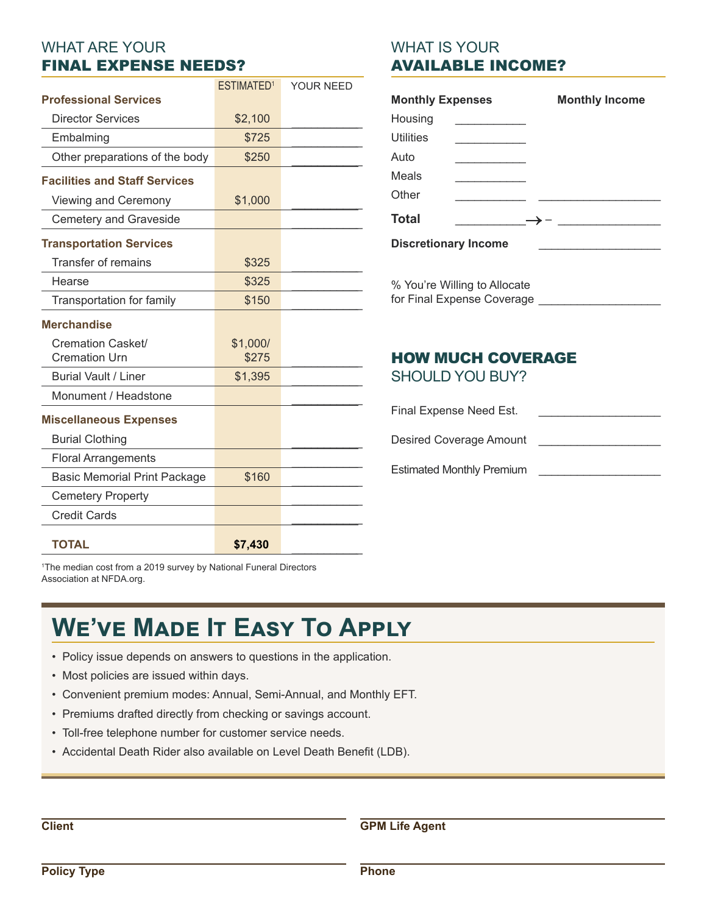## WHAT ARE YOUR FINAL EXPENSE NEEDS?

| | ESTIMATED[1] | YOUR NEED |
|---|---|---|
| **Professional Services** | | |
| Director Services | $2,100 | |
| Embalming | $725 | |
| Other preparations of the body | $250 | |
| **Facilities and Staff Services** | | |
| Viewing and Ceremony | $1,000 | |
| Cemetery and Graveside | | |
| **Transportation Services** | | |
| Transfer of remains | $325 | |
| Hearse | $325 | |
| Transportation for family | $150 | |
| **Merchandise** | | |
| Cremation Casket/ Cremation Urn | $1,000/ $275 | |
| Burial Vault / Liner | $1,395 | |
| Monument / Headstone | | |
| **Miscellaneous Expenses** | | |
| Burial Clothing | | |
| Floral Arrangements | | |
| Basic Memorial Print Package | $160 | |
| Cemetery Property | | |
| Credit Cards | | |
| **TOTAL** | **$7,430** | |

[1]The median cost from a 2019 survey by National Funeral Directors Association at NFDA.org.

## WHAT IS YOUR AVAILABLE INCOME?

| Monthly Expenses | | Monthly Income |
|---|---|---|
| Housing | ___________ | |
| Utilities | ___________ | |
| Auto | ___________ | |
| Meals | ___________ | |
| Other | ___________ | ___________________ |
| **Total** | ___________ → − | ___________________ |

**Discretionary Income** ___________________

% You're Willing to Allocate for Final Expense Coverage ___________________

## HOW MUCH COVERAGE SHOULD YOU BUY?

Final Expense Need Est. ___________________

Desired Coverage Amount ___________________

Estimated Monthly Premium ___________________

## We've Made It Easy To Apply

- Policy issue depends on answers to questions in the application.
- Most policies are issued within days.
- Convenient premium modes: Annual, Semi-Annual, and Monthly EFT.
- Premiums drafted directly from checking or savings account.
- Toll-free telephone number for customer service needs.
- Accidental Death Rider also available on Level Death Benefit (LDB).

___________________
**Client**

___________________
**GPM Life Agent**

___________________
**Policy Type**

___________________
**Phone**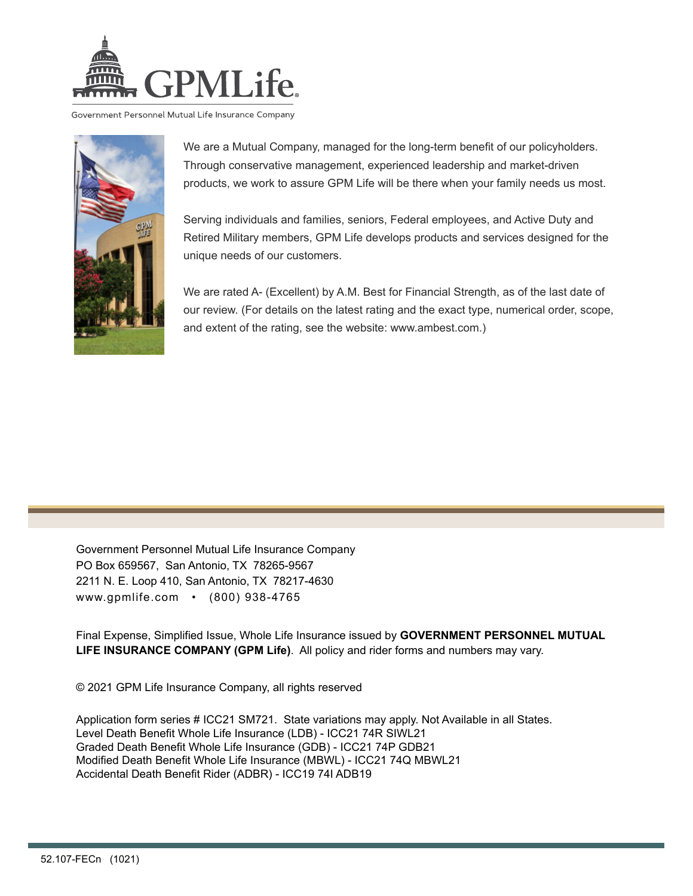GPMLife

Government Personnel Mutual Life Insurance Company

We are a Mutual Company, managed for the long-term benefit of our policyholders. Through conservative management, experienced leadership and market-driven products, we work to assure GPM Life will be there when your family needs us most.

Serving individuals and families, seniors, Federal employees, and Active Duty and Retired Military members, GPM Life develops products and services designed for the unique needs of our customers.

We are rated A- (Excellent) by A.M. Best for Financial Strength, as of the last date of our review. (For details on the latest rating and the exact type, numerical order, scope, and extent of the rating, see the website: www.ambest.com.)

Government Personnel Mutual Life Insurance Company
PO Box 659567, San Antonio, TX 78265-9567
2211 N. E. Loop 410, San Antonio, TX 78217-4630
www.gpmlife.com • (800) 938-4765

Final Expense, Simplified Issue, Whole Life Insurance issued by **GOVERNMENT PERSONNEL MUTUAL LIFE INSURANCE COMPANY (GPM Life)**. All policy and rider forms and numbers may vary.

© 2021 GPM Life Insurance Company, all rights reserved

Application form series # ICC21 SM721. State variations may apply. Not Available in all States.
Level Death Benefit Whole Life Insurance (LDB) - ICC21 74R SIWL21
Graded Death Benefit Whole Life Insurance (GDB) - ICC21 74P GDB21
Modified Death Benefit Whole Life Insurance (MBWL) - ICC21 74Q MBWL21
Accidental Death Benefit Rider (ADBR) - ICC19 74I ADB19

52.107-FECn (1021)